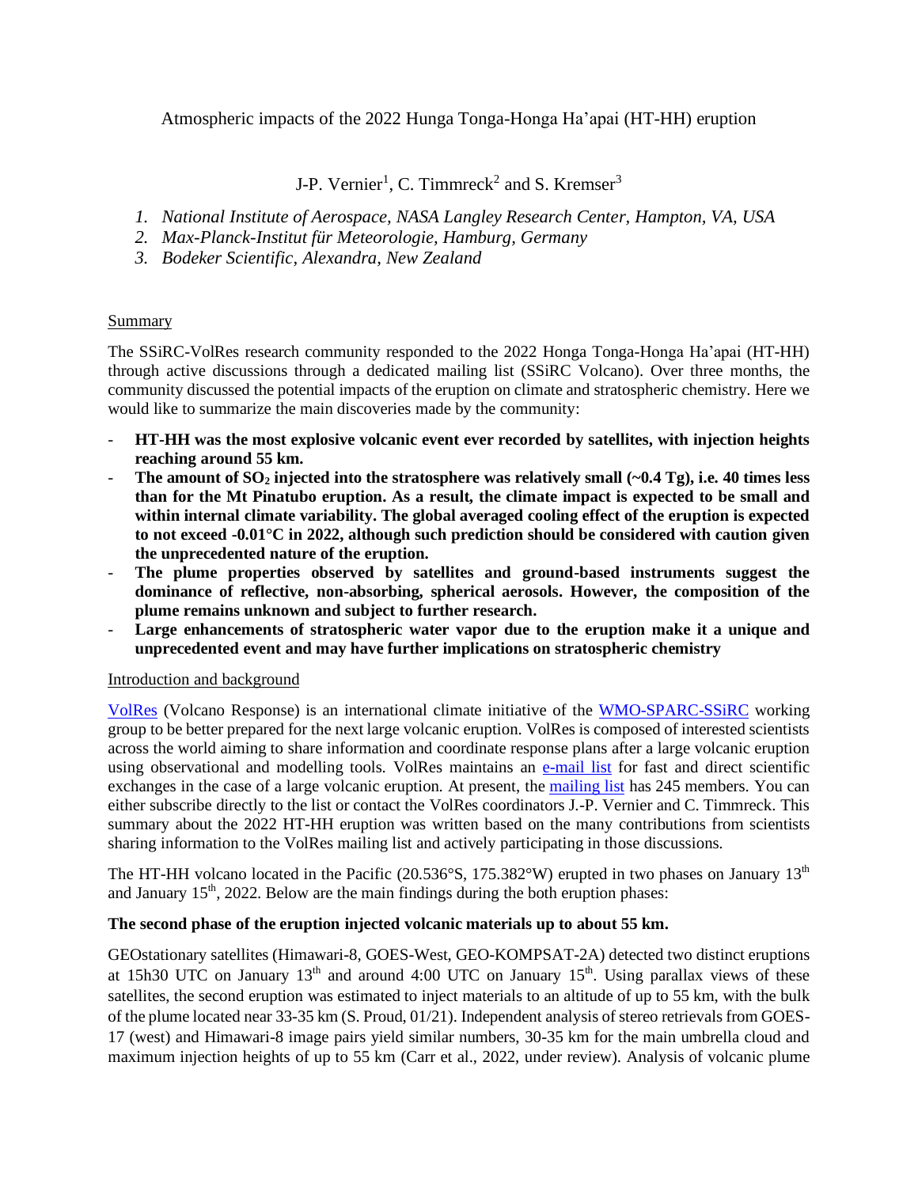# Atmospheric impacts of the 2022 Hunga Tonga-Honga Ha'apai (HT-HH) eruption

J-P. Vernier[1], C. Timmreck[2] and S. Kremser[3]

1. *National Institute of Aerospace, NASA Langley Research Center, Hampton, VA, USA*
2. *Max-Planck-Institut für Meteorologie, Hamburg, Germany*
3. *Bodeker Scientific, Alexandra, New Zealand*

## Summary

The SSiRC-VolRes research community responded to the 2022 Honga Tonga-Honga Ha'apai (HT-HH) through active discussions through a dedicated mailing list (SSiRC Volcano). Over three months, the community discussed the potential impacts of the eruption on climate and stratospheric chemistry. Here we would like to summarize the main discoveries made by the community:

- **HT-HH was the most explosive volcanic event ever recorded by satellites, with injection heights reaching around 55 km.**
- **The amount of $SO_2$ injected into the stratosphere was relatively small (~0.4 Tg), i.e. 40 times less than for the Mt Pinatubo eruption. As a result, the climate impact is expected to be small and within internal climate variability. The global averaged cooling effect of the eruption is expected to not exceed -0.01°C in 2022, although such prediction should be considered with caution given the unprecedented nature of the eruption.**
- **The plume properties observed by satellites and ground-based instruments suggest the dominance of reflective, non-absorbing, spherical aerosols. However, the composition of the plume remains unknown and subject to further research.**
- **Large enhancements of stratospheric water vapor due to the eruption make it a unique and unprecedented event and may have further implications on stratospheric chemistry**

## Introduction and background

VolRes (Volcano Response) is an international climate initiative of the WMO-SPARC-SSiRC working group to be better prepared for the next large volcanic eruption. VolRes is composed of interested scientists across the world aiming to share information and coordinate response plans after a large volcanic eruption using observational and modelling tools. VolRes maintains an e-mail list for fast and direct scientific exchanges in the case of a large volcanic eruption. At present, the mailing list has 245 members. You can either subscribe directly to the list or contact the VolRes coordinators J.-P. Vernier and C. Timmreck. This summary about the 2022 HT-HH eruption was written based on the many contributions from scientists sharing information to the VolRes mailing list and actively participating in those discussions.

The HT-HH volcano located in the Pacific (20.536°S, 175.382°W) erupted in two phases on January 13th and January 15th, 2022. Below are the main findings during the both eruption phases:

**The second phase of the eruption injected volcanic materials up to about 55 km.**

GEOstationary satellites (Himawari-8, GOES-West, GEO-KOMPSAT-2A) detected two distinct eruptions at 15h30 UTC on January 13th and around 4:00 UTC on January 15th. Using parallax views of these satellites, the second eruption was estimated to inject materials to an altitude of up to 55 km, with the bulk of the plume located near 33-35 km (S. Proud, 01/21). Independent analysis of stereo retrievals from GOES-17 (west) and Himawari-8 image pairs yield similar numbers, 30-35 km for the main umbrella cloud and maximum injection heights of up to 55 km (Carr et al., 2022, under review). Analysis of volcanic plume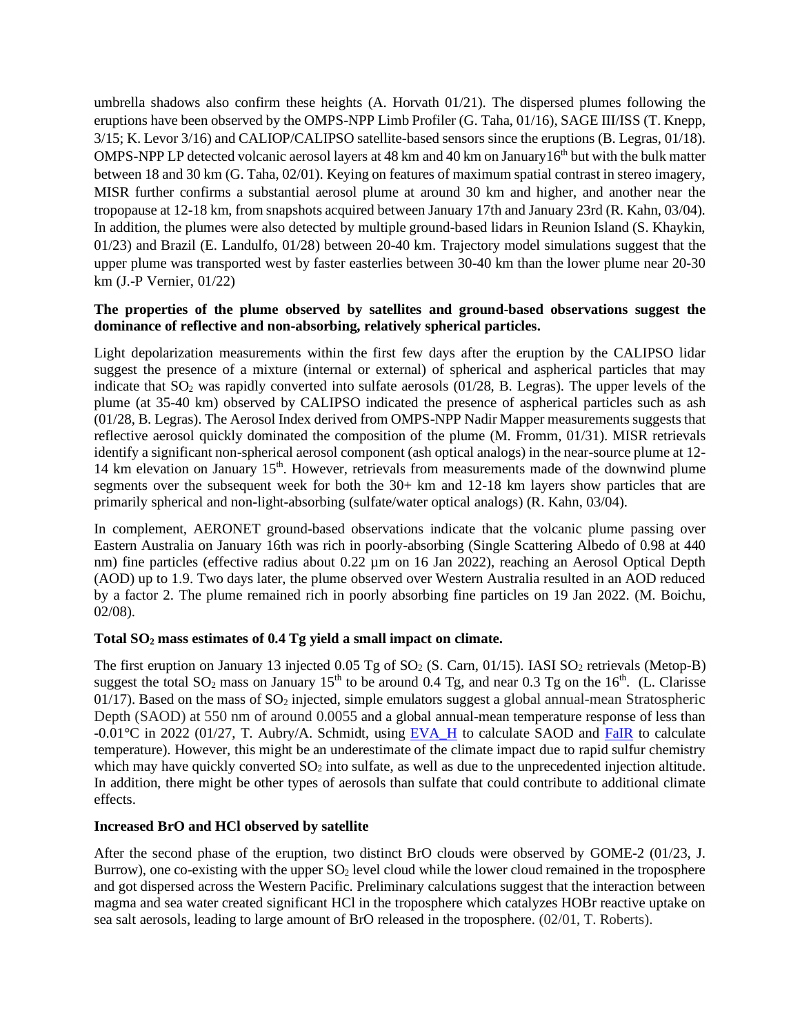umbrella shadows also confirm these heights (A. Horvath 01/21). The dispersed plumes following the eruptions have been observed by the OMPS-NPP Limb Profiler (G. Taha, 01/16), SAGE III/ISS (T. Knepp, 3/15; K. Levor 3/16) and CALIOP/CALIPSO satellite-based sensors since the eruptions (B. Legras, 01/18). OMPS-NPP LP detected volcanic aerosol layers at 48 km and 40 km on January16th but with the bulk matter between 18 and 30 km (G. Taha, 02/01). Keying on features of maximum spatial contrast in stereo imagery, MISR further confirms a substantial aerosol plume at around 30 km and higher, and another near the tropopause at 12-18 km, from snapshots acquired between January 17th and January 23rd (R. Kahn, 03/04). In addition, the plumes were also detected by multiple ground-based lidars in Reunion Island (S. Khaykin, 01/23) and Brazil (E. Landulfo, 01/28) between 20-40 km. Trajectory model simulations suggest that the upper plume was transported west by faster easterlies between 30-40 km than the lower plume near 20-30 km (J.-P Vernier, 01/22)

**The properties of the plume observed by satellites and ground-based observations suggest the dominance of reflective and non-absorbing, relatively spherical particles.**

Light depolarization measurements within the first few days after the eruption by the CALIPSO lidar suggest the presence of a mixture (internal or external) of spherical and aspherical particles that may indicate that $SO_2$ was rapidly converted into sulfate aerosols (01/28, B. Legras). The upper levels of the plume (at 35-40 km) observed by CALIPSO indicated the presence of aspherical particles such as ash (01/28, B. Legras). The Aerosol Index derived from OMPS-NPP Nadir Mapper measurements suggests that reflective aerosol quickly dominated the composition of the plume (M. Fromm, 01/31). MISR retrievals identify a significant non-spherical aerosol component (ash optical analogs) in the near-source plume at 12-14 km elevation on January 15th. However, retrievals from measurements made of the downwind plume segments over the subsequent week for both the 30+ km and 12-18 km layers show particles that are primarily spherical and non-light-absorbing (sulfate/water optical analogs) (R. Kahn, 03/04).

In complement, AERONET ground-based observations indicate that the volcanic plume passing over Eastern Australia on January 16th was rich in poorly-absorbing (Single Scattering Albedo of 0.98 at 440 nm) fine particles (effective radius about 0.22 µm on 16 Jan 2022), reaching an Aerosol Optical Depth (AOD) up to 1.9. Two days later, the plume observed over Western Australia resulted in an AOD reduced by a factor 2. The plume remained rich in poorly absorbing fine particles on 19 Jan 2022. (M. Boichu, 02/08).

**Total $SO_2$ mass estimates of 0.4 Tg yield a small impact on climate.**

The first eruption on January 13 injected 0.05 Tg of $SO_2$ (S. Carn, 01/15). IASI $SO_2$ retrievals (Metop-B) suggest the total $SO_2$ mass on January 15th to be around 0.4 Tg, and near 0.3 Tg on the 16th. (L. Clarisse 01/17). Based on the mass of $SO_2$ injected, simple emulators suggest a global annual-mean Stratospheric Depth (SAOD) at 550 nm of around 0.0055 and a global annual-mean temperature response of less than -0.01°C in 2022 (01/27, T. Aubry/A. Schmidt, using EVA_H to calculate SAOD and FaIR to calculate temperature). However, this might be an underestimate of the climate impact due to rapid sulfur chemistry which may have quickly converted $SO_2$ into sulfate, as well as due to the unprecedented injection altitude. In addition, there might be other types of aerosols than sulfate that could contribute to additional climate effects.

**Increased BrO and HCl observed by satellite**

After the second phase of the eruption, two distinct BrO clouds were observed by GOME-2 (01/23, J. Burrow), one co-existing with the upper $SO_2$ level cloud while the lower cloud remained in the troposphere and got dispersed across the Western Pacific. Preliminary calculations suggest that the interaction between magma and sea water created significant HCl in the troposphere which catalyzes HOBr reactive uptake on sea salt aerosols, leading to large amount of BrO released in the troposphere. (02/01, T. Roberts).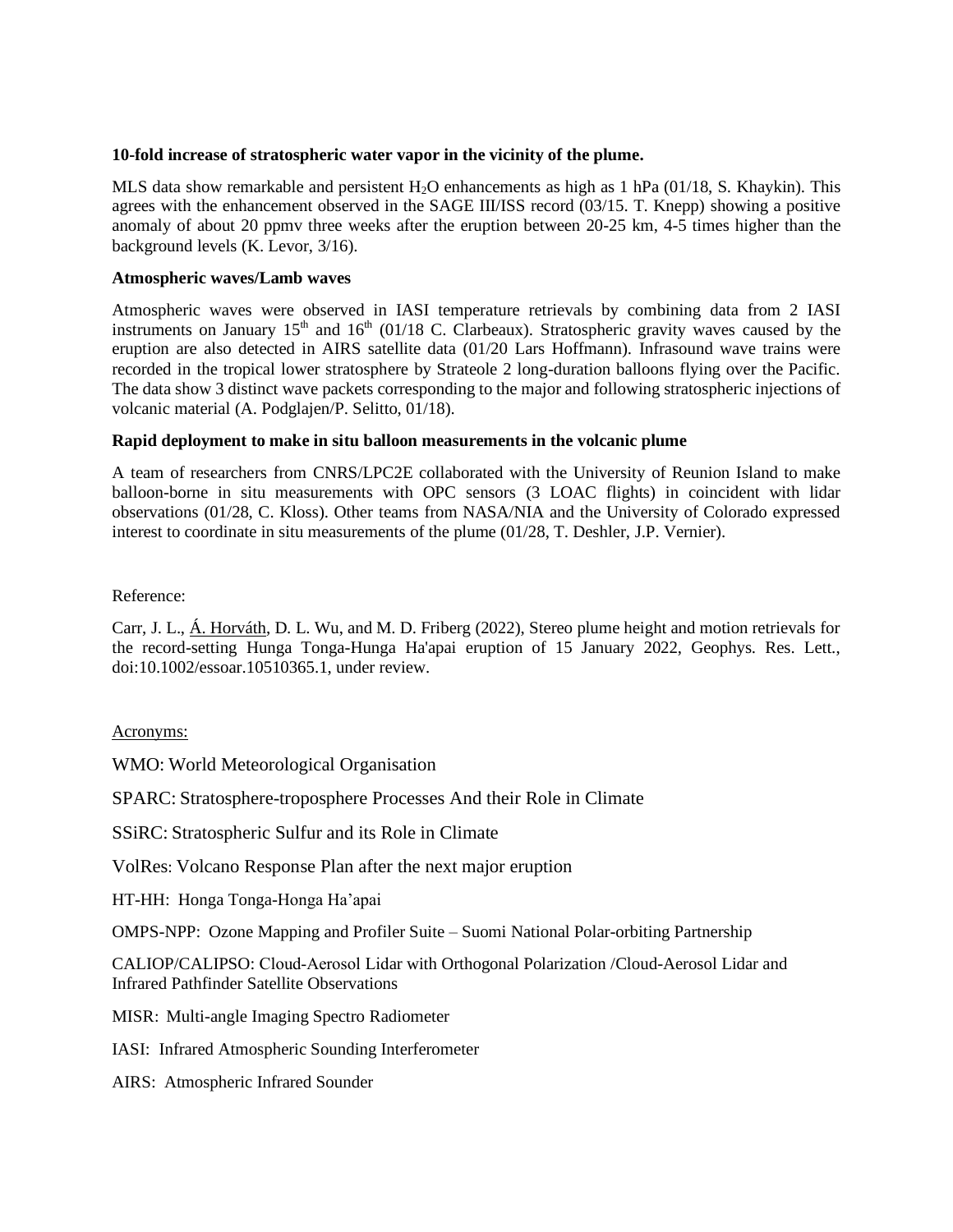**10-fold increase of stratospheric water vapor in the vicinity of the plume.**

MLS data show remarkable and persistent $H_2O$ enhancements as high as 1 hPa (01/18, S. Khaykin). This agrees with the enhancement observed in the SAGE III/ISS record (03/15. T. Knepp) showing a positive anomaly of about 20 ppmv three weeks after the eruption between 20-25 km, 4-5 times higher than the background levels (K. Levor, 3/16).

**Atmospheric waves/Lamb waves**

Atmospheric waves were observed in IASI temperature retrievals by combining data from 2 IASI instruments on January 15th and 16th (01/18 C. Clarbeaux). Stratospheric gravity waves caused by the eruption are also detected in AIRS satellite data (01/20 Lars Hoffmann). Infrasound wave trains were recorded in the tropical lower stratosphere by Strateole 2 long-duration balloons flying over the Pacific. The data show 3 distinct wave packets corresponding to the major and following stratospheric injections of volcanic material (A. Podglajen/P. Selitto, 01/18).

**Rapid deployment to make in situ balloon measurements in the volcanic plume**

A team of researchers from CNRS/LPC2E collaborated with the University of Reunion Island to make balloon-borne in situ measurements with OPC sensors (3 LOAC flights) in coincident with lidar observations (01/28, C. Kloss). Other teams from NASA/NIA and the University of Colorado expressed interest to coordinate in situ measurements of the plume (01/28, T. Deshler, J.P. Vernier).

Reference:

Carr, J. L., Á. Horváth, D. L. Wu, and M. D. Friberg (2022), Stereo plume height and motion retrievals for the record-setting Hunga Tonga-Hunga Ha'apai eruption of 15 January 2022, Geophys. Res. Lett., doi:10.1002/essoar.10510365.1, under review.

Acronyms:

WMO: World Meteorological Organisation

SPARC: Stratosphere-troposphere Processes And their Role in Climate

SSiRC: Stratospheric Sulfur and its Role in Climate

VolRes: Volcano Response Plan after the next major eruption

HT-HH: Honga Tonga-Honga Ha'apai

OMPS-NPP: Ozone Mapping and Profiler Suite – Suomi National Polar-orbiting Partnership

CALIOP/CALIPSO: Cloud-Aerosol Lidar with Orthogonal Polarization /Cloud-Aerosol Lidar and Infrared Pathfinder Satellite Observations

MISR: Multi-angle Imaging Spectro Radiometer

IASI: Infrared Atmospheric Sounding Interferometer

AIRS: Atmospheric Infrared Sounder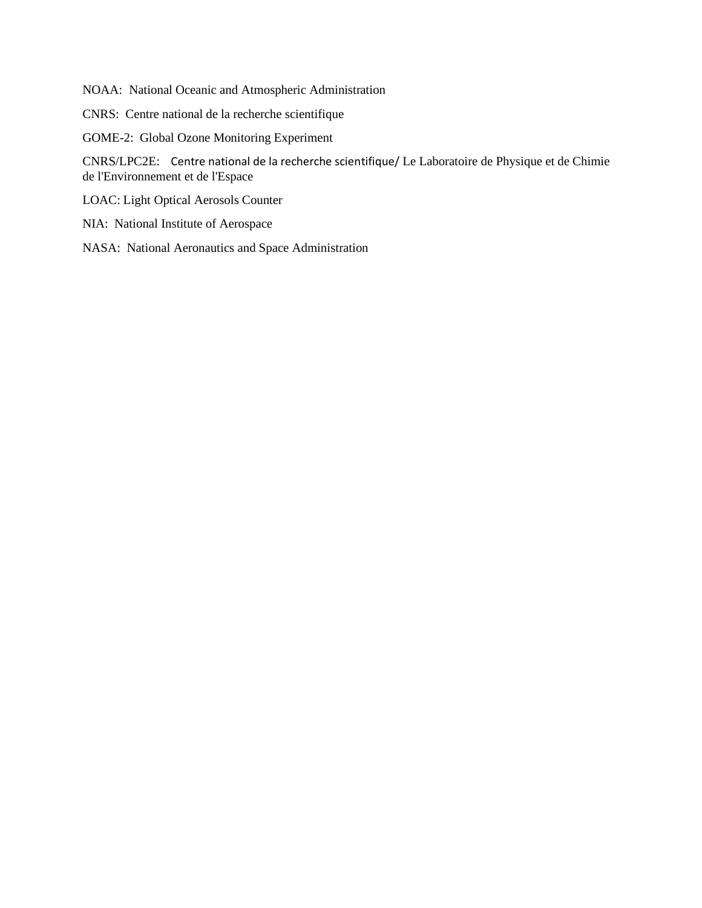NOAA: National Oceanic and Atmospheric Administration

CNRS: Centre national de la recherche scientifique

GOME-2: Global Ozone Monitoring Experiment

CNRS/LPC2E: Centre national de la recherche scientifique/ Le Laboratoire de Physique et de Chimie de l'Environnement et de l'Espace

LOAC: Light Optical Aerosols Counter

NIA: National Institute of Aerospace

NASA: National Aeronautics and Space Administration